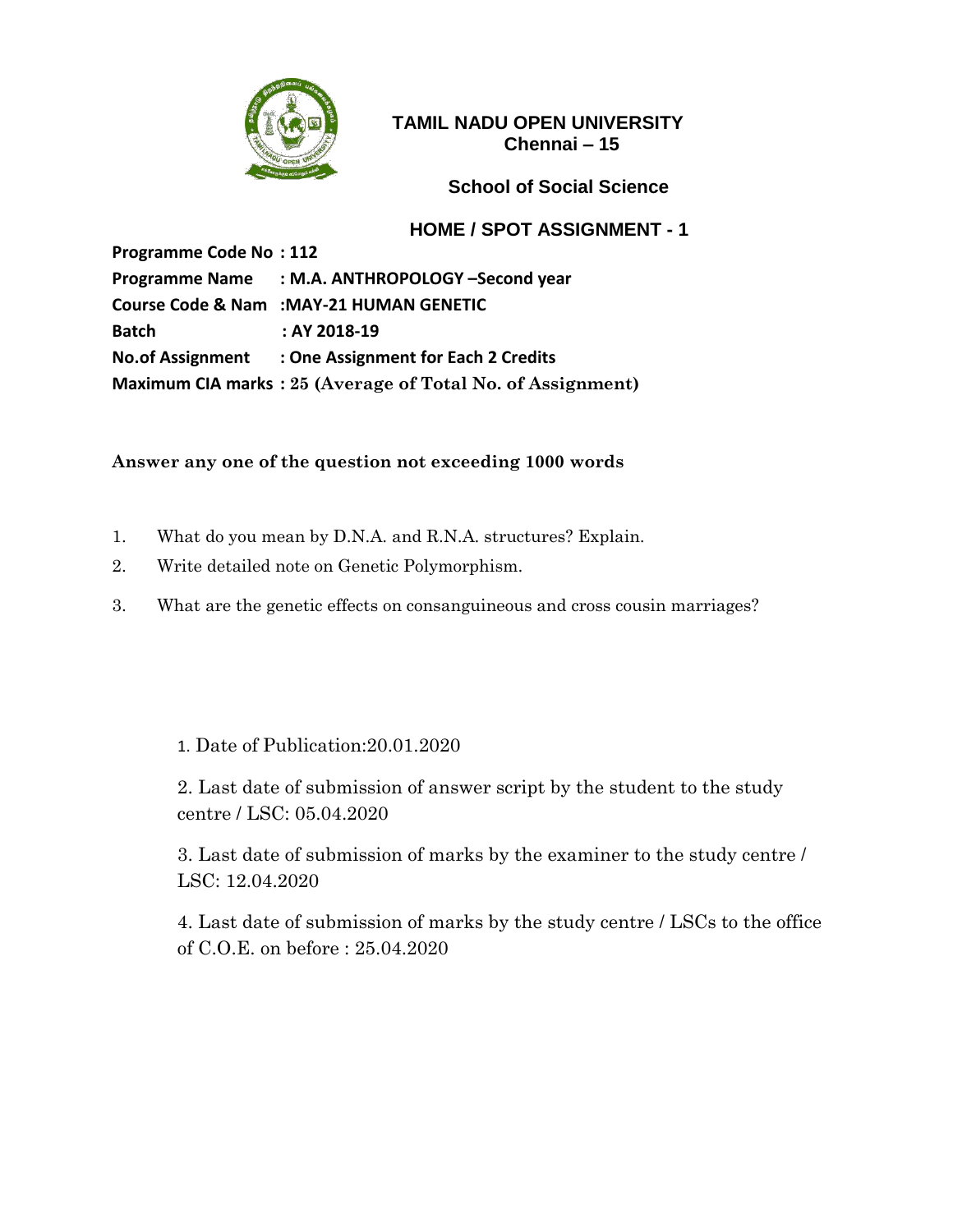# TAMIL NADU OPEN UNIVERSITY
**Chennai – 15**

## School of Social Science

## HOME / SPOT ASSIGNMENT - 1

**Programme Code No : 112**
**Programme Name : M.A. ANTHROPOLOGY –Second year**
**Course Code & Nam :MAY-21 HUMAN GENETIC**
**Batch : AY 2018-19**
**No.of Assignment : One Assignment for Each 2 Credits**
**Maximum CIA marks : 25 (Average of Total No. of Assignment)**

**Answer any one of the question not exceeding 1000 words**

1. What do you mean by D.N.A. and R.N.A. structures? Explain.
2. Write detailed note on Genetic Polymorphism.
3. What are the genetic effects on consanguineous and cross cousin marriages?

1. Date of Publication:20.01.2020

2. Last date of submission of answer script by the student to the study centre / LSC: 05.04.2020

3. Last date of submission of marks by the examiner to the study centre / LSC: 12.04.2020

4. Last date of submission of marks by the study centre / LSCs to the office of C.O.E. on before : 25.04.2020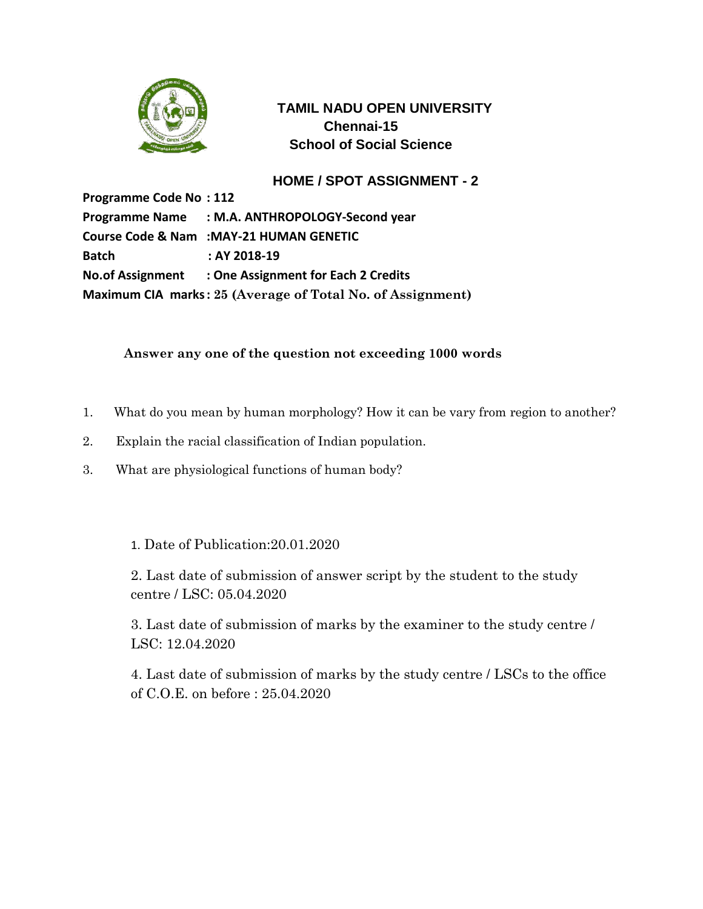# TAMIL NADU OPEN UNIVERSITY

## Chennai-15

## School of Social Science

## HOME / SPOT ASSIGNMENT - 2

**Programme Code No : 112**

**Programme Name : M.A. ANTHROPOLOGY-Second year**

**Course Code & Nam :MAY-21 HUMAN GENETIC**

**Batch : AY 2018-19**

**No.of Assignment : One Assignment for Each 2 Credits**

**Maximum CIA marks : 25 (Average of Total No. of Assignment)**

**Answer any one of the question not exceeding 1000 words**

1. What do you mean by human morphology? How it can be vary from region to another?
2. Explain the racial classification of Indian population.
3. What are physiological functions of human body?

1. Date of Publication:20.01.2020
2. Last date of submission of answer script by the student to the study centre / LSC: 05.04.2020
3. Last date of submission of marks by the examiner to the study centre / LSC: 12.04.2020
4. Last date of submission of marks by the study centre / LSCs to the office of C.O.E. on before : 25.04.2020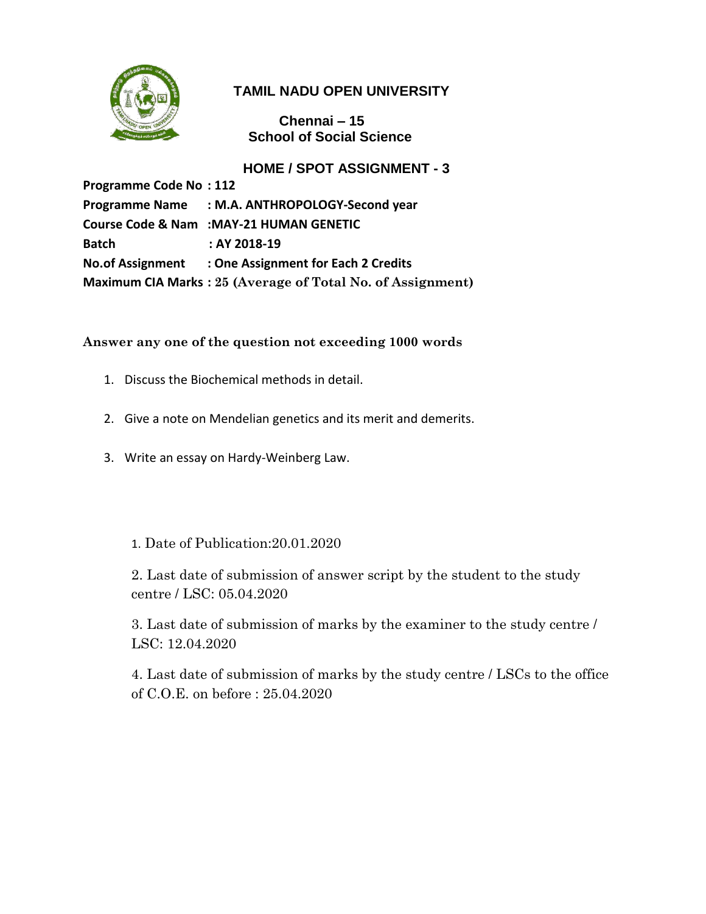# TAMIL NADU OPEN UNIVERSITY

**Chennai – 15**
**School of Social Science**

## HOME / SPOT ASSIGNMENT - 3

**Programme Code No : 112**
**Programme Name : M.A. ANTHROPOLOGY-Second year**
**Course Code & Nam :MAY-21 HUMAN GENETIC**
**Batch : AY 2018-19**
**No.of Assignment : One Assignment for Each 2 Credits**
**Maximum CIA Marks : 25 (Average of Total No. of Assignment)**

**Answer any one of the question not exceeding 1000 words**

1. Discuss the Biochemical methods in detail.
2. Give a note on Mendelian genetics and its merit and demerits.
3. Write an essay on Hardy-Weinberg Law.

1. Date of Publication:20.01.2020
2. Last date of submission of answer script by the student to the study centre / LSC: 05.04.2020
3. Last date of submission of marks by the examiner to the study centre / LSC: 12.04.2020
4. Last date of submission of marks by the study centre / LSCs to the office of C.O.E. on before : 25.04.2020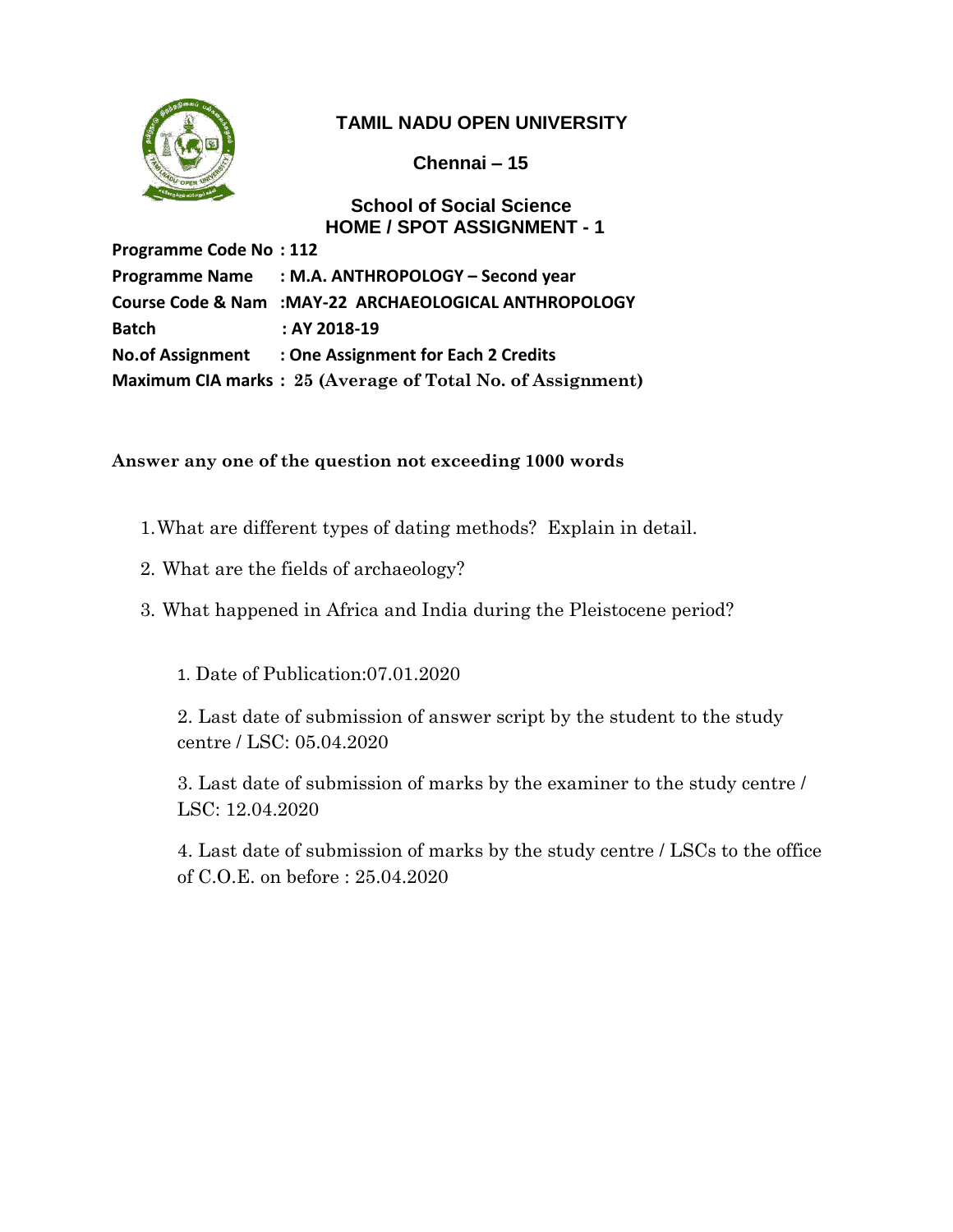# TAMIL NADU OPEN UNIVERSITY

## Chennai – 15

### School of Social Science
### HOME / SPOT ASSIGNMENT - 1

**Programme Code No : 112**
**Programme Name : M.A. ANTHROPOLOGY – Second year**
**Course Code & Nam :MAY-22 ARCHAEOLOGICAL ANTHROPOLOGY**
**Batch : AY 2018-19**
**No.of Assignment : One Assignment for Each 2 Credits**
**Maximum CIA marks : 25 (Average of Total No. of Assignment)**

**Answer any one of the question not exceeding 1000 words**

1. What are different types of dating methods? Explain in detail.
2. What are the fields of archaeology?
3. What happened in Africa and India during the Pleistocene period?

1. Date of Publication:07.01.2020
2. Last date of submission of answer script by the student to the study centre / LSC: 05.04.2020
3. Last date of submission of marks by the examiner to the study centre / LSC: 12.04.2020
4. Last date of submission of marks by the study centre / LSCs to the office of C.O.E. on before : 25.04.2020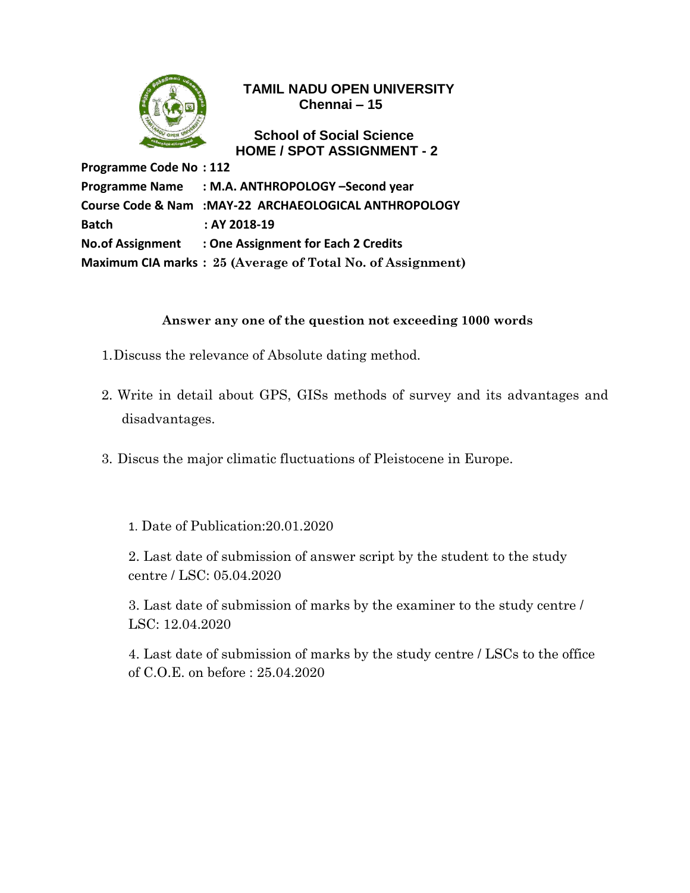# TAMIL NADU OPEN UNIVERSITY
**Chennai – 15**

## School of Social Science
## HOME / SPOT ASSIGNMENT - 2

**Programme Code No : 112**
**Programme Name : M.A. ANTHROPOLOGY –Second year**
**Course Code & Nam :MAY-22 ARCHAEOLOGICAL ANTHROPOLOGY**
**Batch : AY 2018-19**
**No.of Assignment : One Assignment for Each 2 Credits**
**Maximum CIA marks : 25 (Average of Total No. of Assignment)**

**Answer any one of the question not exceeding 1000 words**

1. Discuss the relevance of Absolute dating method.
2. Write in detail about GPS, GISs methods of survey and its advantages and disadvantages.
3. Discus the major climatic fluctuations of Pleistocene in Europe.

1. Date of Publication:20.01.2020
2. Last date of submission of answer script by the student to the study centre / LSC: 05.04.2020
3. Last date of submission of marks by the examiner to the study centre / LSC: 12.04.2020
4. Last date of submission of marks by the study centre / LSCs to the office of C.O.E. on before : 25.04.2020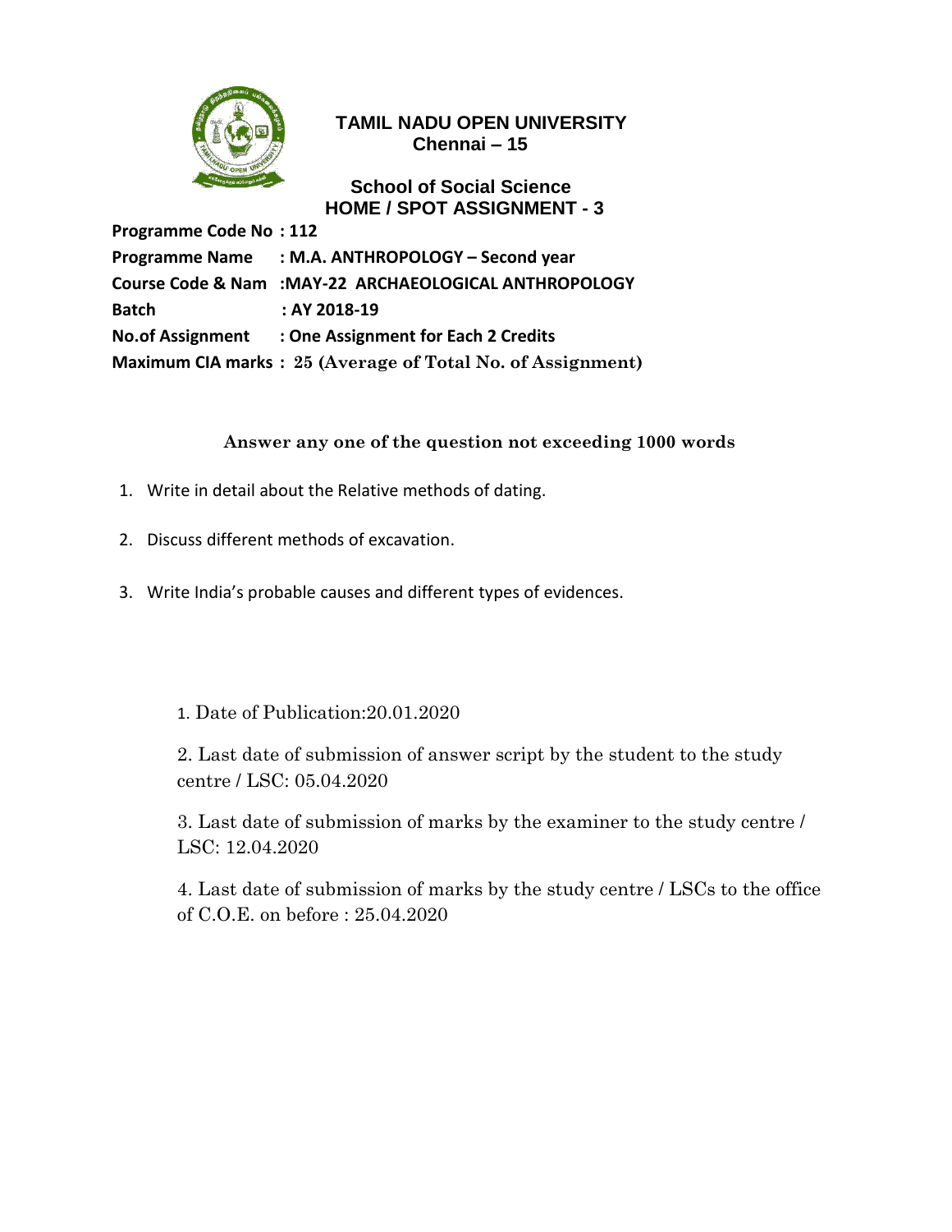# TAMIL NADU OPEN UNIVERSITY

**Chennai – 15**

## School of Social Science

## HOME / SPOT ASSIGNMENT - 3

**Programme Code No : 112**

**Programme Name : M.A. ANTHROPOLOGY – Second year**

**Course Code & Nam :MAY-22 ARCHAEOLOGICAL ANTHROPOLOGY**

**Batch : AY 2018-19**

**No.of Assignment : One Assignment for Each 2 Credits**

**Maximum CIA marks : 25 (Average of Total No. of Assignment)**

**Answer any one of the question not exceeding 1000 words**

1. Write in detail about the Relative methods of dating.
2. Discuss different methods of excavation.
3. Write India's probable causes and different types of evidences.

1. Date of Publication:20.01.2020

2. Last date of submission of answer script by the student to the study centre / LSC: 05.04.2020

3. Last date of submission of marks by the examiner to the study centre / LSC: 12.04.2020

4. Last date of submission of marks by the study centre / LSCs to the office of C.O.E. on before : 25.04.2020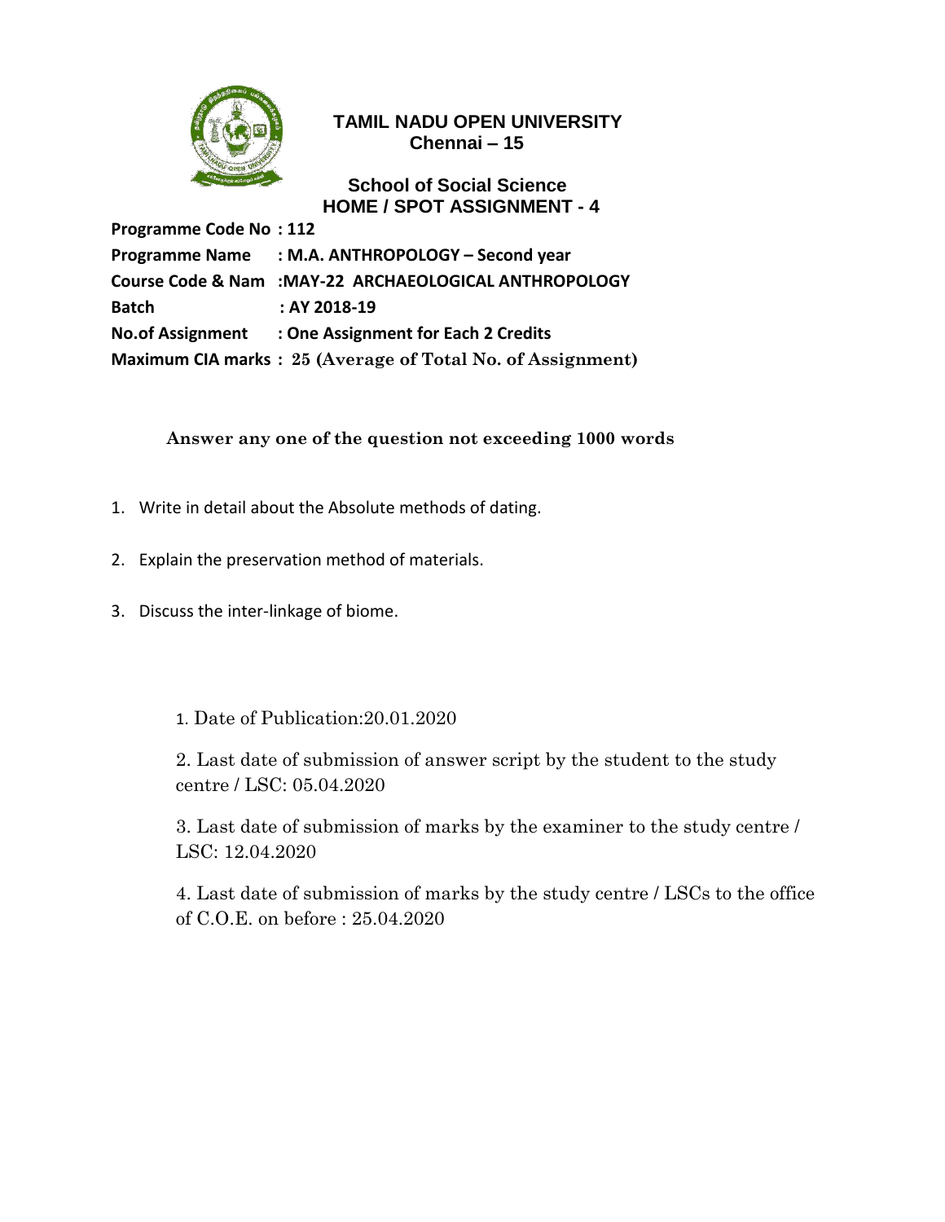# TAMIL NADU OPEN UNIVERSITY
## Chennai – 15

## School of Social Science
## HOME / SPOT ASSIGNMENT - 4

**Programme Code No : 112**
**Programme Name : M.A. ANTHROPOLOGY – Second year**
**Course Code & Nam :MAY-22 ARCHAEOLOGICAL ANTHROPOLOGY**
**Batch : AY 2018-19**
**No.of Assignment : One Assignment for Each 2 Credits**
**Maximum CIA marks : 25 (Average of Total No. of Assignment)**

**Answer any one of the question not exceeding 1000 words**

1. Write in detail about the Absolute methods of dating.
2. Explain the preservation method of materials.
3. Discuss the inter-linkage of biome.

1. Date of Publication:20.01.2020

2. Last date of submission of answer script by the student to the study centre / LSC: 05.04.2020

3. Last date of submission of marks by the examiner to the study centre / LSC: 12.04.2020

4. Last date of submission of marks by the study centre / LSCs to the office of C.O.E. on before : 25.04.2020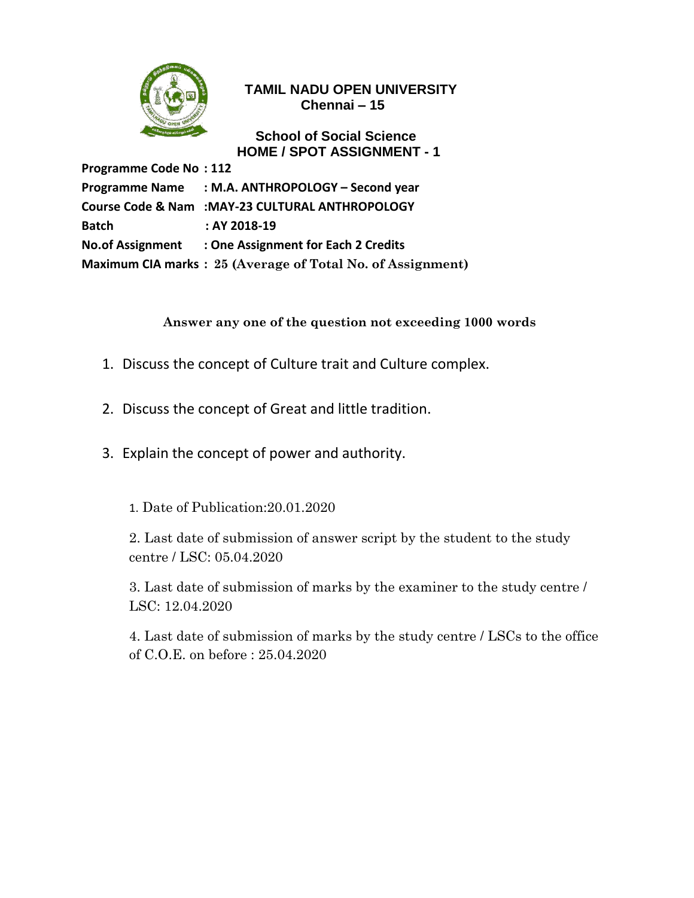# TAMIL NADU OPEN UNIVERSITY
## Chennai – 15

## School of Social Science
## HOME / SPOT ASSIGNMENT - 1

**Programme Code No : 112**
**Programme Name : M.A. ANTHROPOLOGY – Second year**
**Course Code & Nam :MAY-23 CULTURAL ANTHROPOLOGY**
**Batch : AY 2018-19**
**No.of Assignment : One Assignment for Each 2 Credits**
**Maximum CIA marks : 25 (Average of Total No. of Assignment)**

**Answer any one of the question not exceeding 1000 words**

1. Discuss the concept of Culture trait and Culture complex.
2. Discuss the concept of Great and little tradition.
3. Explain the concept of power and authority.

1. Date of Publication:20.01.2020

2. Last date of submission of answer script by the student to the study centre / LSC: 05.04.2020

3. Last date of submission of marks by the examiner to the study centre / LSC: 12.04.2020

4. Last date of submission of marks by the study centre / LSCs to the office of C.O.E. on before : 25.04.2020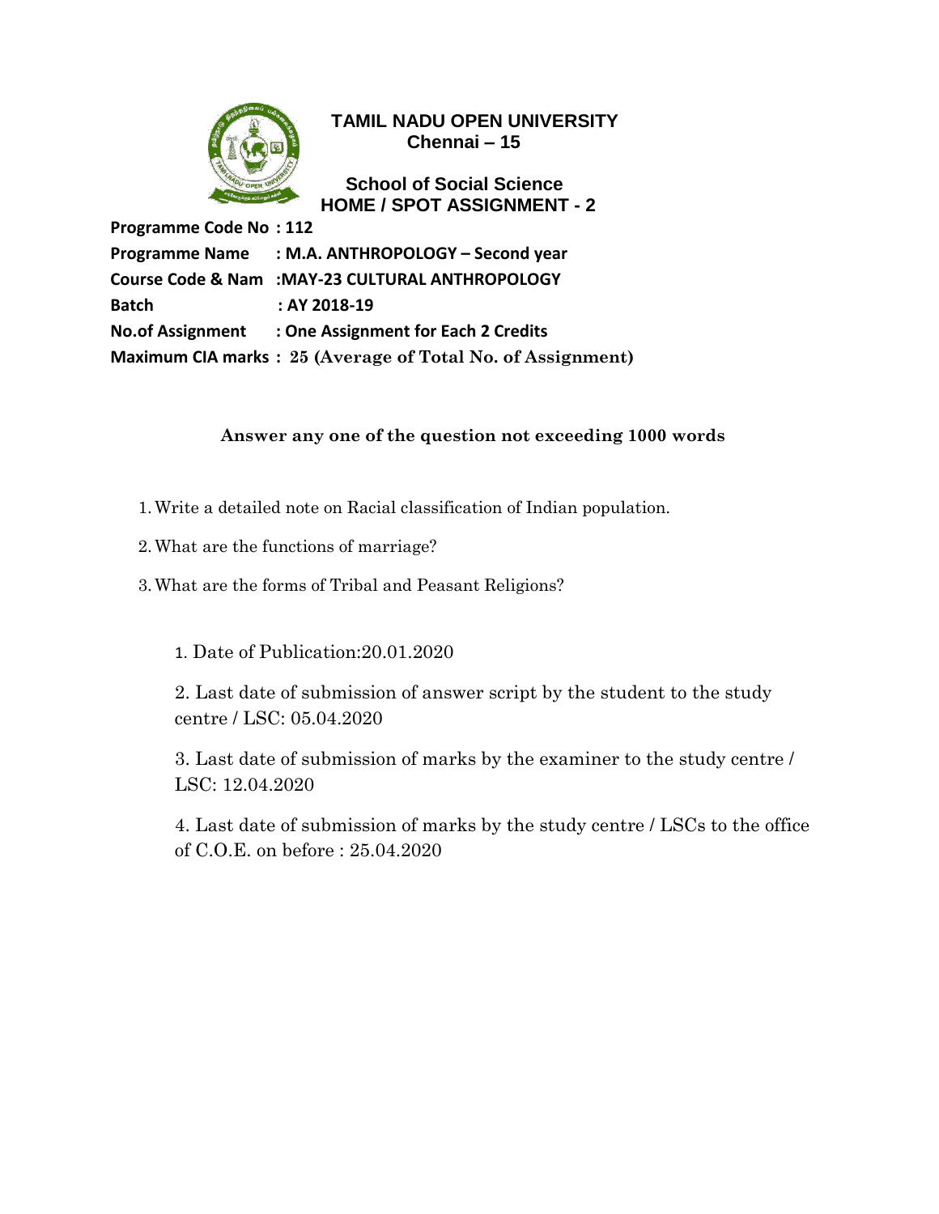# TAMIL NADU OPEN UNIVERSITY
**Chennai – 15**

## School of Social Science
## HOME / SPOT ASSIGNMENT - 2

**Programme Code No : 112**
**Programme Name : M.A. ANTHROPOLOGY – Second year**
**Course Code & Nam :MAY-23 CULTURAL ANTHROPOLOGY**
**Batch : AY 2018-19**
**No.of Assignment : One Assignment for Each 2 Credits**
**Maximum CIA marks : 25 (Average of Total No. of Assignment)**

**Answer any one of the question not exceeding 1000 words**

1. Write a detailed note on Racial classification of Indian population.
2. What are the functions of marriage?
3. What are the forms of Tribal and Peasant Religions?

1. Date of Publication:20.01.2020
2. Last date of submission of answer script by the student to the study centre / LSC: 05.04.2020
3. Last date of submission of marks by the examiner to the study centre / LSC: 12.04.2020
4. Last date of submission of marks by the study centre / LSCs to the office of C.O.E. on before : 25.04.2020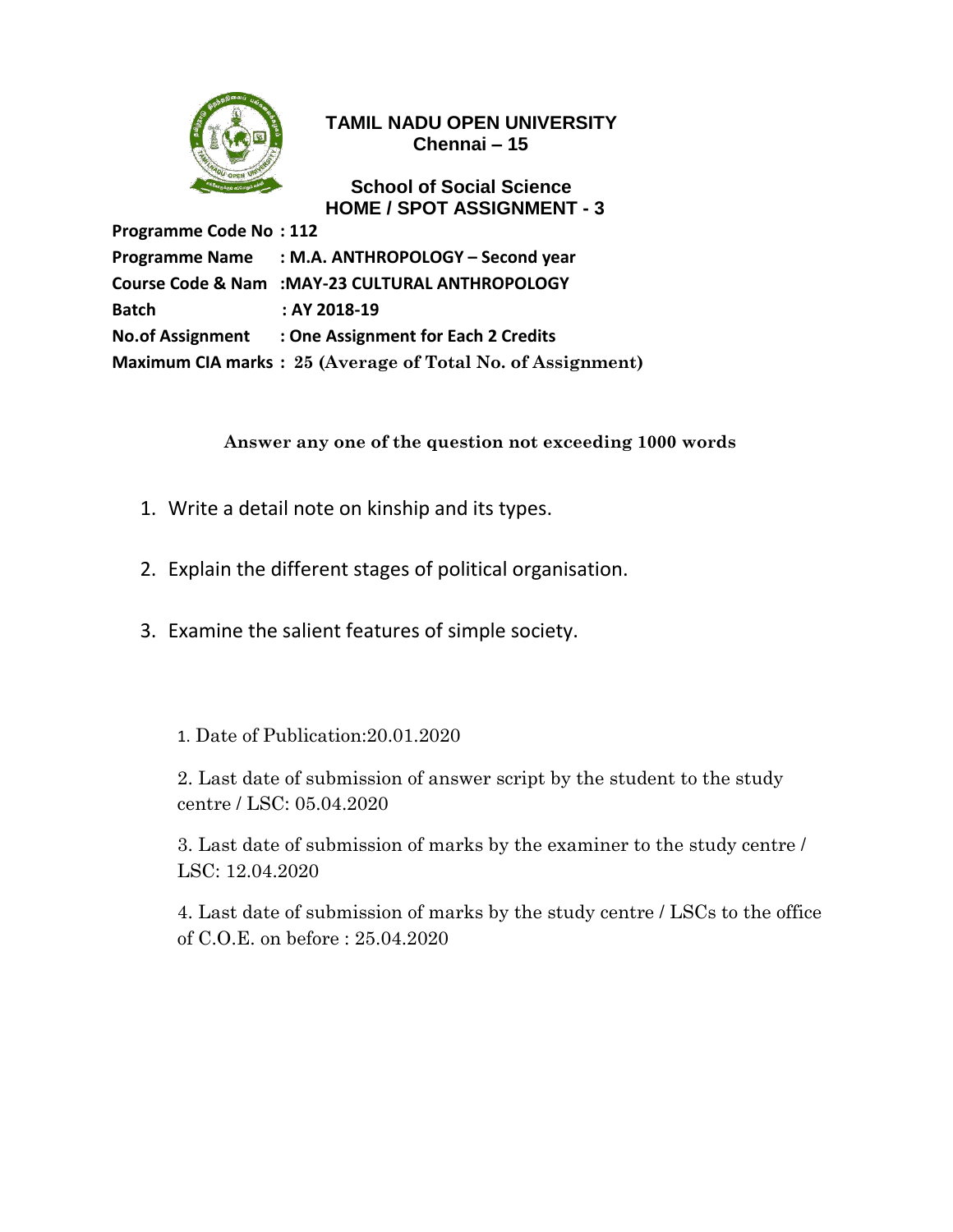**TAMIL NADU OPEN UNIVERSITY**
**Chennai – 15**

**School of Social Science**
**HOME / SPOT ASSIGNMENT - 3**

**Programme Code No : 112**
**Programme Name : M.A. ANTHROPOLOGY – Second year**
**Course Code & Nam :MAY-23 CULTURAL ANTHROPOLOGY**
**Batch : AY 2018-19**
**No.of Assignment : One Assignment for Each 2 Credits**
**Maximum CIA marks : 25 (Average of Total No. of Assignment)**

**Answer any one of the question not exceeding 1000 words**

1. Write a detail note on kinship and its types.
2. Explain the different stages of political organisation.
3. Examine the salient features of simple society.

1. Date of Publication:20.01.2020

2. Last date of submission of answer script by the student to the study centre / LSC: 05.04.2020

3. Last date of submission of marks by the examiner to the study centre / LSC: 12.04.2020

4. Last date of submission of marks by the study centre / LSCs to the office of C.O.E. on before : 25.04.2020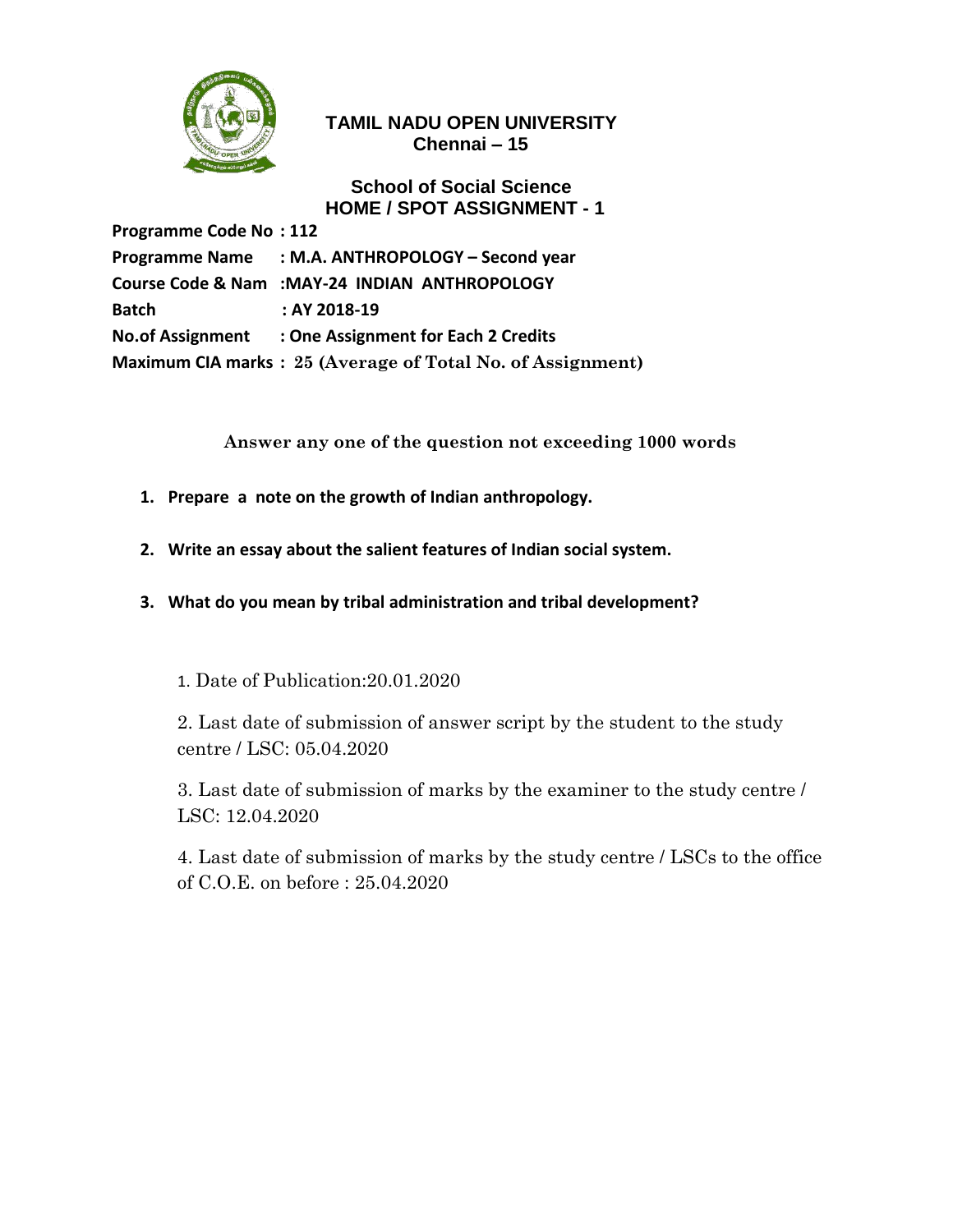**TAMIL NADU OPEN UNIVERSITY**
**Chennai – 15**

**School of Social Science**
**HOME / SPOT ASSIGNMENT - 1**

**Programme Code No : 112**
**Programme Name : M.A. ANTHROPOLOGY – Second year**
**Course Code & Nam :MAY-24 INDIAN ANTHROPOLOGY**
**Batch : AY 2018-19**
**No.of Assignment : One Assignment for Each 2 Credits**
**Maximum CIA marks : 25 (Average of Total No. of Assignment)**

**Answer any one of the question not exceeding 1000 words**

1. **Prepare a note on the growth of Indian anthropology.**
2. **Write an essay about the salient features of Indian social system.**
3. **What do you mean by tribal administration and tribal development?**

1. Date of Publication:20.01.2020

2. Last date of submission of answer script by the student to the study centre / LSC: 05.04.2020

3. Last date of submission of marks by the examiner to the study centre / LSC: 12.04.2020

4. Last date of submission of marks by the study centre / LSCs to the office of C.O.E. on before : 25.04.2020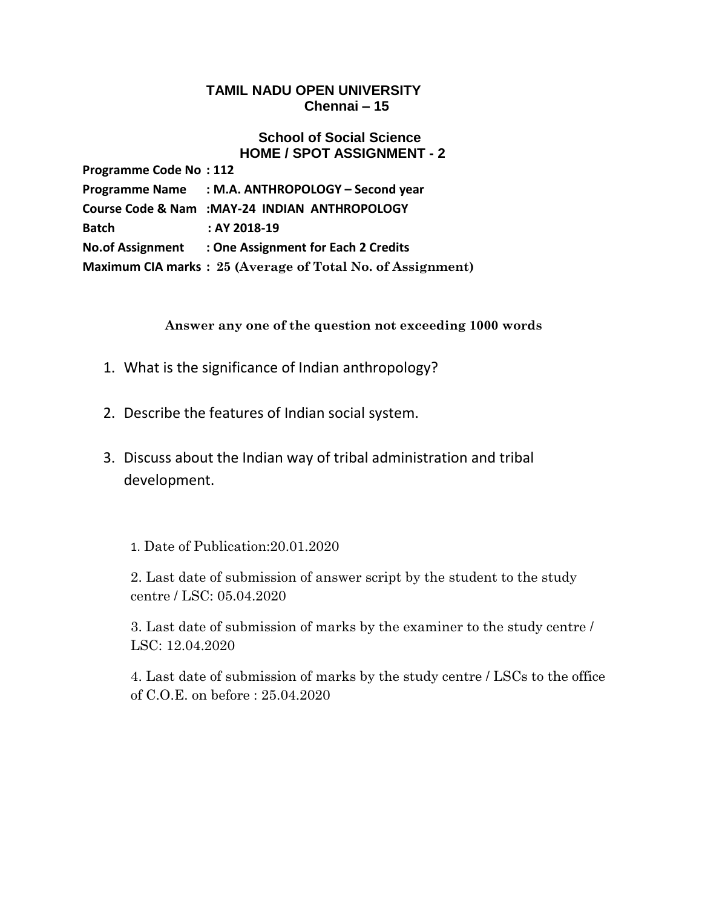# TAMIL NADU OPEN UNIVERSITY
## Chennai – 15

## School of Social Science
## HOME / SPOT ASSIGNMENT - 2

**Programme Code No : 112**
**Programme Name : M.A. ANTHROPOLOGY – Second year**
**Course Code & Nam :MAY-24 INDIAN ANTHROPOLOGY**
**Batch : AY 2018-19**
**No.of Assignment : One Assignment for Each 2 Credits**
**Maximum CIA marks : 25 (Average of Total No. of Assignment)**

**Answer any one of the question not exceeding 1000 words**

1. What is the significance of Indian anthropology?
2. Describe the features of Indian social system.
3. Discuss about the Indian way of tribal administration and tribal development.

1. Date of Publication:20.01.2020
2. Last date of submission of answer script by the student to the study centre / LSC: 05.04.2020
3. Last date of submission of marks by the examiner to the study centre / LSC: 12.04.2020
4. Last date of submission of marks by the study centre / LSCs to the office of C.O.E. on before : 25.04.2020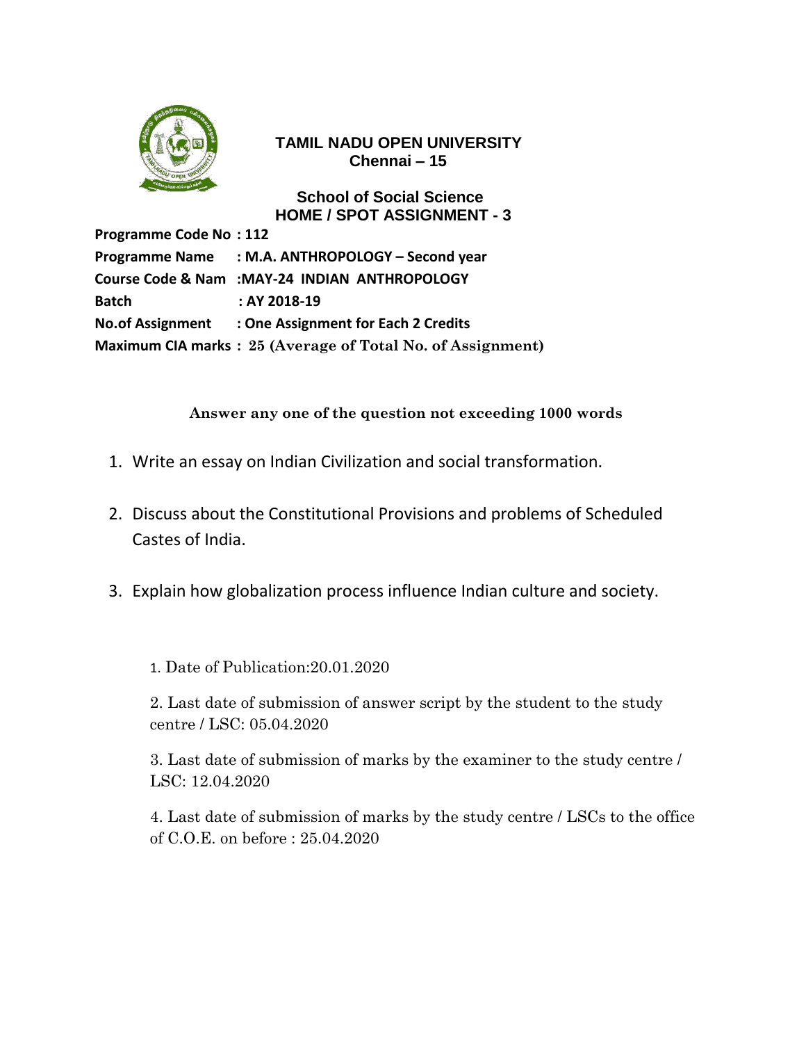# TAMIL NADU OPEN UNIVERSITY

**Chennai – 15**

## School of Social Science

## HOME / SPOT ASSIGNMENT - 3

**Programme Code No : 112**

**Programme Name : M.A. ANTHROPOLOGY – Second year**

**Course Code & Nam :MAY-24 INDIAN ANTHROPOLOGY**

**Batch : AY 2018-19**

**No.of Assignment : One Assignment for Each 2 Credits**

**Maximum CIA marks : 25 (Average of Total No. of Assignment)**

**Answer any one of the question not exceeding 1000 words**

1. Write an essay on Indian Civilization and social transformation.
2. Discuss about the Constitutional Provisions and problems of Scheduled Castes of India.
3. Explain how globalization process influence Indian culture and society.

1. Date of Publication:20.01.2020
2. Last date of submission of answer script by the student to the study centre / LSC: 05.04.2020
3. Last date of submission of marks by the examiner to the study centre / LSC: 12.04.2020
4. Last date of submission of marks by the study centre / LSCs to the office of C.O.E. on before : 25.04.2020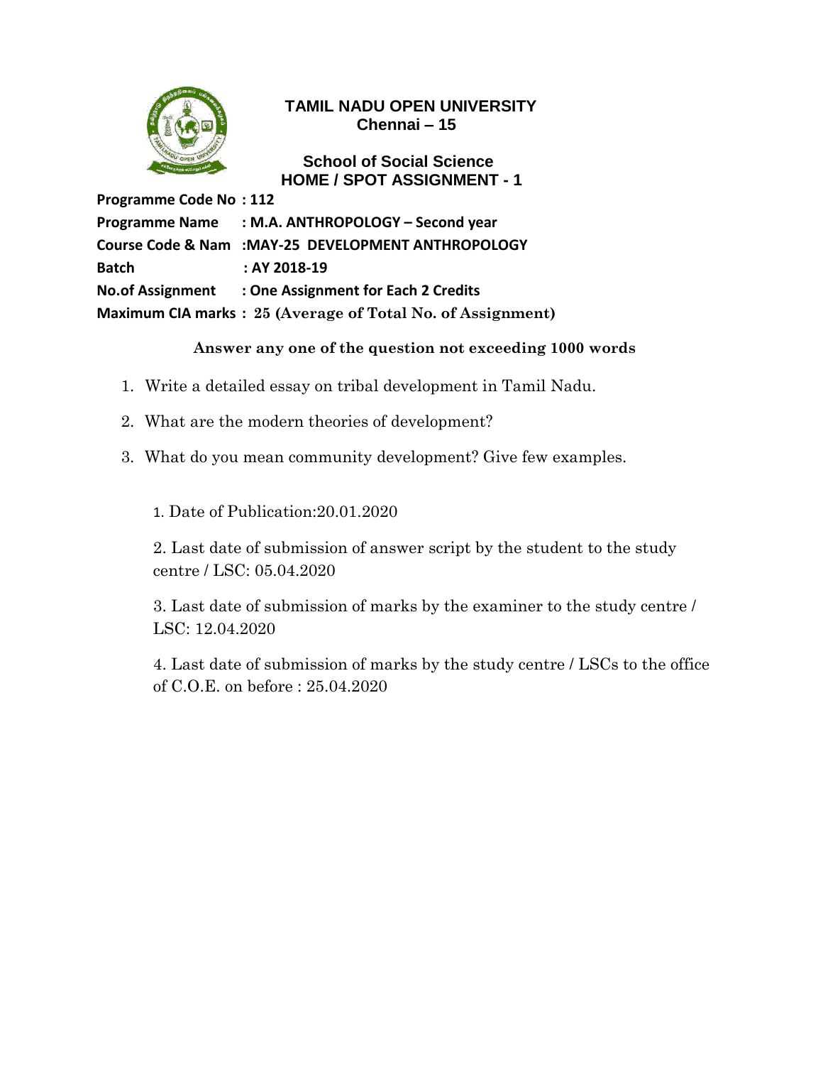# TAMIL NADU OPEN UNIVERSITY
## Chennai – 15

## School of Social Science
## HOME / SPOT ASSIGNMENT - 1

**Programme Code No : 112**

**Programme Name : M.A. ANTHROPOLOGY – Second year**

**Course Code & Nam :MAY-25 DEVELOPMENT ANTHROPOLOGY**

**Batch : AY 2018-19**

**No.of Assignment : One Assignment for Each 2 Credits**

**Maximum CIA marks : 25 (Average of Total No. of Assignment)**

**Answer any one of the question not exceeding 1000 words**

1. Write a detailed essay on tribal development in Tamil Nadu.
2. What are the modern theories of development?
3. What do you mean community development? Give few examples.

1. Date of Publication:20.01.2020

2. Last date of submission of answer script by the student to the study centre / LSC: 05.04.2020

3. Last date of submission of marks by the examiner to the study centre / LSC: 12.04.2020

4. Last date of submission of marks by the study centre / LSCs to the office of C.O.E. on before : 25.04.2020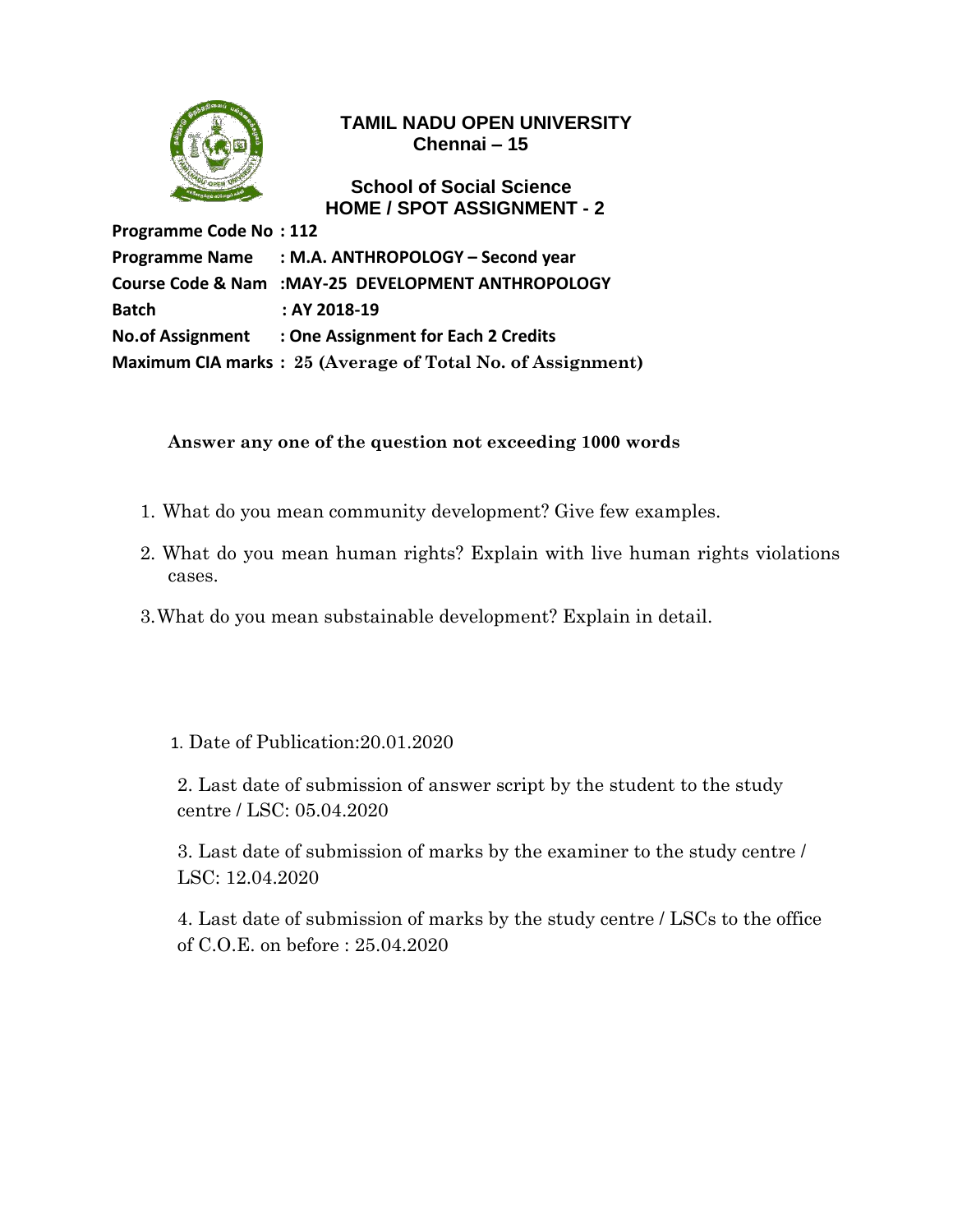# TAMIL NADU OPEN UNIVERSITY

**Chennai – 15**

## School of Social Science

## HOME / SPOT ASSIGNMENT - 2

**Programme Code No : 112**

**Programme Name : M.A. ANTHROPOLOGY – Second year**

**Course Code & Nam :MAY-25 DEVELOPMENT ANTHROPOLOGY**

**Batch : AY 2018-19**

**No.of Assignment : One Assignment for Each 2 Credits**

**Maximum CIA marks : 25 (Average of Total No. of Assignment)**

**Answer any one of the question not exceeding 1000 words**

1. What do you mean community development? Give few examples.
2. What do you mean human rights? Explain with live human rights violations cases.
3. What do you mean substainable development? Explain in detail.

1. Date of Publication:20.01.2020
2. Last date of submission of answer script by the student to the study centre / LSC: 05.04.2020
3. Last date of submission of marks by the examiner to the study centre / LSC: 12.04.2020
4. Last date of submission of marks by the study centre / LSCs to the office of C.O.E. on before : 25.04.2020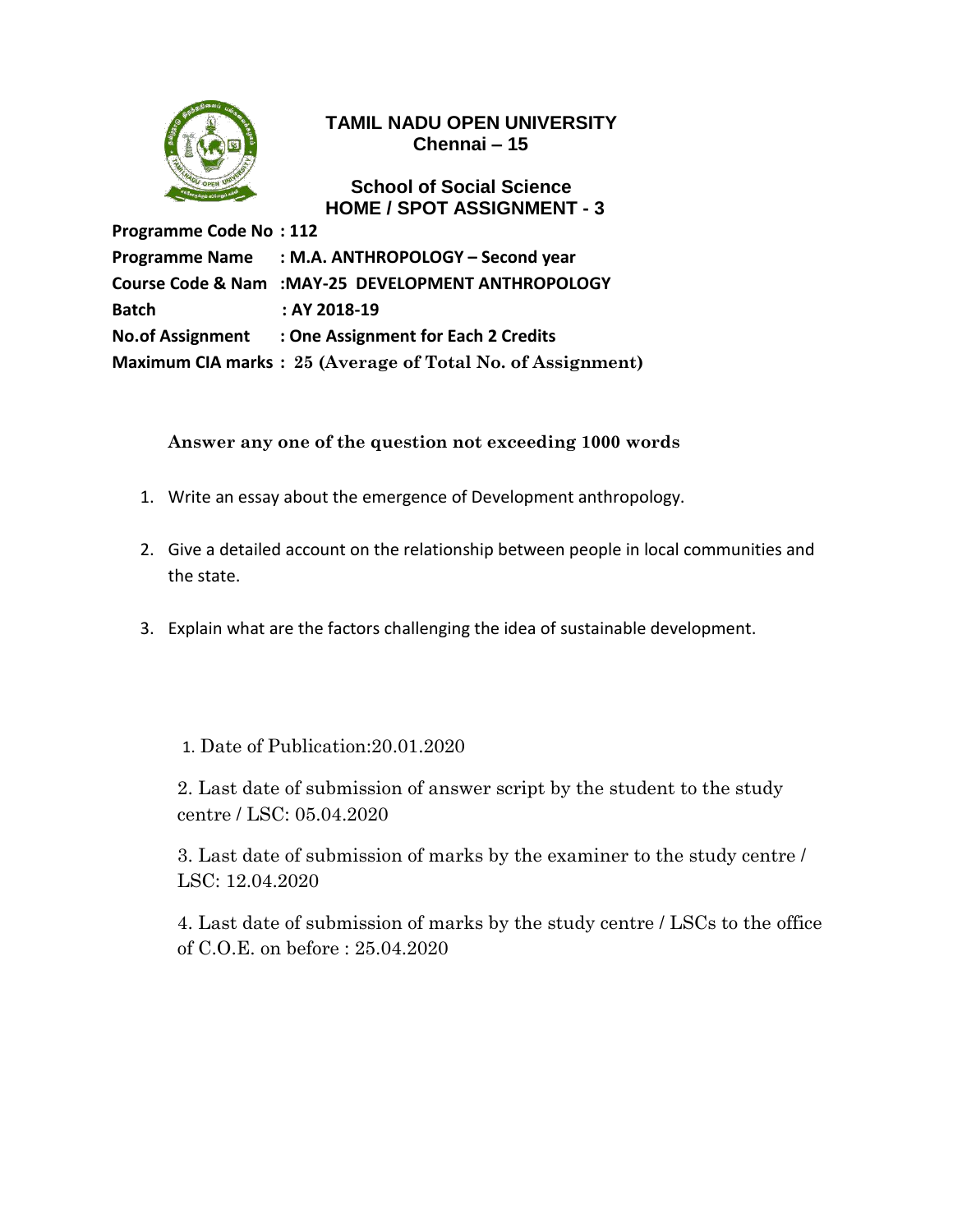# TAMIL NADU OPEN UNIVERSITY

**Chennai – 15**

## School of Social Science

## HOME / SPOT ASSIGNMENT - 3

**Programme Code No : 112**

**Programme Name : M.A. ANTHROPOLOGY – Second year**

**Course Code & Nam :MAY-25 DEVELOPMENT ANTHROPOLOGY**

**Batch : AY 2018-19**

**No.of Assignment : One Assignment for Each 2 Credits**

**Maximum CIA marks : 25 (Average of Total No. of Assignment)**

**Answer any one of the question not exceeding 1000 words**

1. Write an essay about the emergence of Development anthropology.
2. Give a detailed account on the relationship between people in local communities and the state.
3. Explain what are the factors challenging the idea of sustainable development.

1. Date of Publication:20.01.2020
2. Last date of submission of answer script by the student to the study centre / LSC: 05.04.2020
3. Last date of submission of marks by the examiner to the study centre / LSC: 12.04.2020
4. Last date of submission of marks by the study centre / LSCs to the office of C.O.E. on before : 25.04.2020